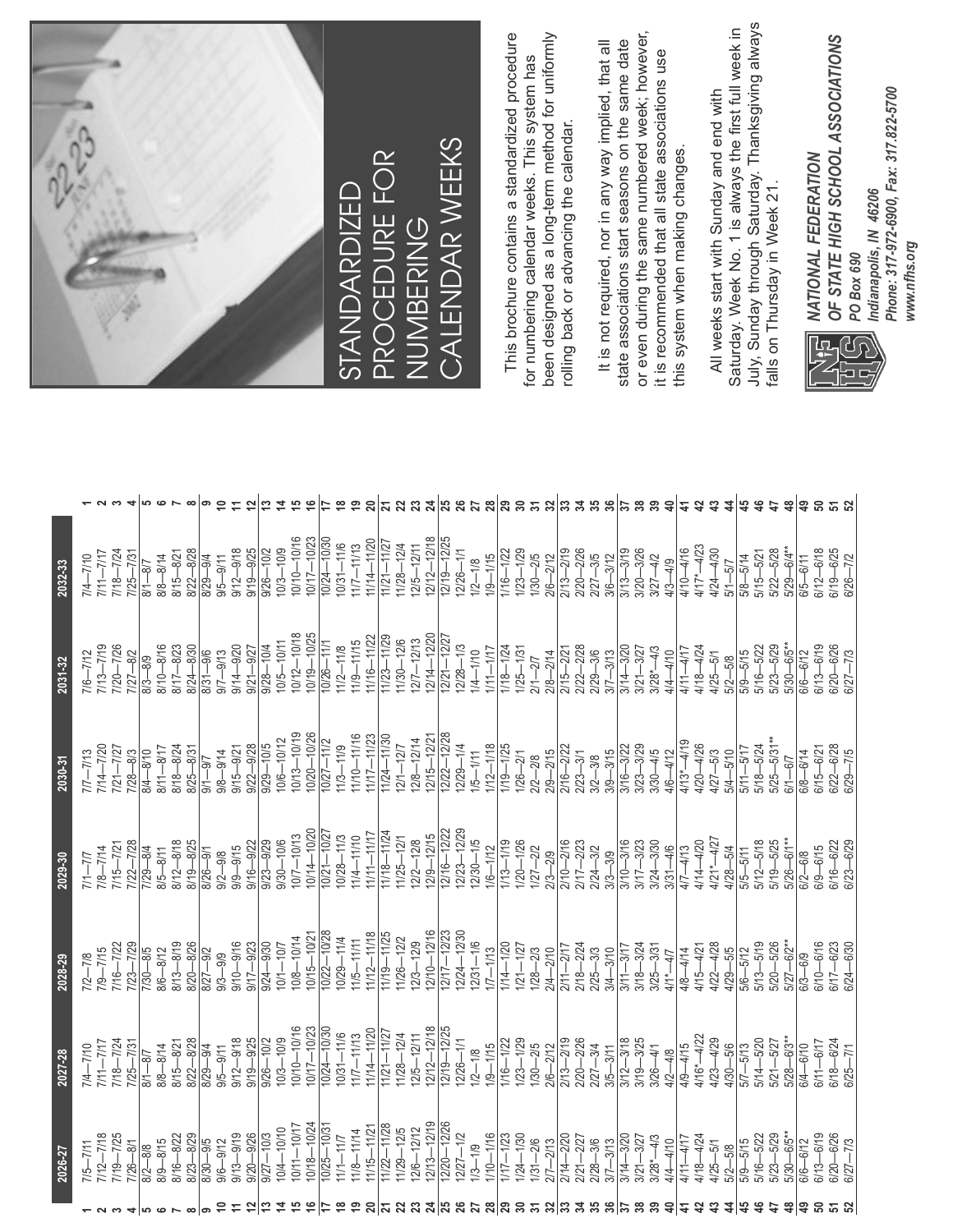| | 2026-27 | 2027-28 | 2028-29 | 2029-30 | 2030-31 | 2031-32 | 2032-33 | |
|---|---|---|---|---|---|---|---|---|
| 1 | 7/5—7/11 | 7/4—7/10 | 7/2—7/8 | 7/1—7/7 | 7/7—7/13 | 7/6—7/12 | 7/4—7/10 | 1 |
| 2 | 7/12—7/18 | 7/11—7/17 | 7/9—7/15 | 7/8—7/14 | 7/14—7/20 | 7/13—7/19 | 7/11—7/17 | 2 |
| 3 | 7/19—7/25 | 7/18—7/24 | 7/16—7/22 | 7/15—7/21 | 7/21—7/27 | 7/20—7/26 | 7/18—7/24 | 3 |
| 4 | 7/26—8/1 | 7/25—7/31 | 7/23—7/29 | 7/22—7/28 | 7/28—8/3 | 7/27—8/2 | 7/25—7/31 | 4 |
| 5 | 8/2—8/8 | 8/1—8/7 | 7/30—8/5 | 7/29—8/4 | 8/4—8/10 | 8/3—8/9 | 8/1—8/7 | 5 |
| 6 | 8/9—8/15 | 8/8—8/14 | 8/6—8/12 | 8/5—8/11 | 8/11—8/17 | 8/10—8/16 | 8/8—8/14 | 6 |
| 7 | 8/16—8/22 | 8/15—8/21 | 8/13—8/19 | 8/12—8/18 | 8/18—8/24 | 8/17—8/23 | 8/15—8/21 | 7 |
| 8 | 8/23—8/29 | 8/22—8/28 | 8/20—8/26 | 8/19—8/25 | 8/25—8/31 | 8/24—8/30 | 8/22—8/28 | 8 |
| 9 | 8/30—9/5 | 8/29—9/4 | 8/27—9/2 | 8/26—9/1 | 9/1—9/7 | 8/31—9/6 | 8/29—9/4 | 9 |
| 10 | 9/6—9/12 | 9/5—9/11 | 9/3—9/9 | 9/2—9/8 | 9/8—9/14 | 9/7—9/13 | 9/5—9/11 | 10 |
| 11 | 9/13—9/19 | 9/12—9/18 | 9/10—9/16 | 9/9—9/15 | 9/15—9/21 | 9/14—9/20 | 9/12—9/18 | 11 |
| 12 | 9/20—9/26 | 9/19—9/25 | 9/17—9/23 | 9/16—9/22 | 9/22—9/28 | 9/21—9/27 | 9/19—9/25 | 12 |
| 13 | 9/27—10/3 | 9/26—10/2 | 9/24—9/30 | 9/23—9/29 | 9/29—10/5 | 9/28—10/4 | 9/26—10/2 | 13 |
| 14 | 10/4—10/10 | 10/3—10/9 | 10/1—10/7 | 9/30—10/6 | 10/6—10/12 | 10/5—10/11 | 10/3—10/9 | 14 |
| 15 | 10/11—10/17 | 10/10—10/16 | 10/8—10/14 | 10/7—10/13 | 10/13—10/19 | 10/12—10/18 | 10/10—10/16 | 15 |
| 16 | 10/18—10/24 | 10/17—10/23 | 10/15—10/21 | 10/14—10/20 | 10/20—10/26 | 10/19—10/25 | 10/17—10/23 | 16 |
| 17 | 10/25—10/31 | 10/24—10/30 | 10/22—10/28 | 10/21—10/27 | 10/27—11/2 | 10/26—11/1 | 10/24—10/30 | 17 |
| 18 | 11/1—11/7 | 10/31—11/6 | 10/29—11/4 | 10/28—11/3 | 11/3—11/9 | 11/2—11/8 | 10/31—11/6 | 18 |
| 19 | 11/8—11/14 | 11/7—11/13 | 11/5—11/11 | 11/4—11/10 | 11/10—11/16 | 11/9—11/15 | 11/7—11/13 | 19 |
| 20 | 11/15—11/21 | 11/14—11/20 | 11/12—11/18 | 11/11—11/17 | 11/17—11/23 | 11/16—11/22 | 11/14—11/20 | 20 |
| 21 | 11/22—11/28 | 11/21—11/27 | 11/19—11/25 | 11/18—11/24 | 11/24—11/30 | 11/23—11/29 | 11/21—11/27 | 21 |
| 22 | 11/29—12/5 | 11/28—12/4 | 11/26—12/2 | 11/25—12/1 | 12/1—12/7 | 11/30—12/6 | 11/28—12/4 | 22 |
| 23 | 12/6—12/12 | 12/5—12/11 | 12/3—12/9 | 12/2—12/8 | 12/8—12/14 | 12/7—12/13 | 12/5—12/11 | 23 |
| 24 | 12/13—12/19 | 12/12—12/18 | 12/10—12/16 | 12/9—12/15 | 12/15—12/21 | 12/14—12/20 | 12/12—12/18 | 24 |
| 25 | 12/20—12/26 | 12/19—12/25 | 12/17—12/23 | 12/16—12/22 | 12/22—12/28 | 12/21—12/27 | 12/19—12/25 | 25 |
| 26 | 12/27—1/2 | 12/26—1/1 | 12/24—12/30 | 12/23—12/29 | 12/29—1/4 | 12/28—1/3 | 12/26—1/1 | 26 |
| 27 | 1/3—1/9 | 1/2—1/8 | 12/31—1/6 | 12/30—1/5 | 1/5—1/11 | 1/4—1/10 | 1/2—1/8 | 27 |
| 28 | 1/10—1/16 | 1/9—1/15 | 1/7—1/13 | 1/6—1/12 | 1/12—1/18 | 1/11—1/17 | 1/9—1/15 | 28 |
| 29 | 1/17—1/23 | 1/16—1/22 | 1/14—1/20 | 1/13—1/19 | 1/19—1/25 | 1/18—1/24 | 1/16—1/22 | 29 |
| 30 | 1/24—1/30 | 1/23—1/29 | 1/21—1/27 | 1/20—1/26 | 1/26—2/1 | 1/25—1/31 | 1/23—1/29 | 30 |
| 31 | 1/31—2/6 | 1/30—2/5 | 1/28—2/3 | 1/27—2/2 | 2/2—2/8 | 2/1—2/7 | 1/30—2/5 | 31 |
| 32 | 2/7—2/13 | 2/6—2/12 | 2/4—2/10 | 2/3—2/9 | 2/9—2/15 | 2/8—2/14 | 2/6—2/12 | 32 |
| 33 | 2/14—2/20 | 2/13—2/19 | 2/11—2/17 | 2/10—2/16 | 2/16—2/22 | 2/15—2/21 | 2/13—2/19 | 33 |
| 34 | 2/21—2/27 | 2/20—2/26 | 2/18—2/24 | 2/17—2/23 | 2/23—3/1 | 2/22—2/28 | 2/20—2/26 | 34 |
| 35 | 2/28—3/6 | 2/27—3/4 | 2/25—3/3 | 2/24—3/2 | 3/2—3/8 | 2/29—3/6 | 2/27—3/5 | 35 |
| 36 | 3/7—3/13 | 3/5—3/11 | 3/4—3/10 | 3/3—3/9 | 3/9—3/15 | 3/7—3/13 | 3/6—3/12 | 36 |
| 37 | 3/14—3/20 | 3/12—3/18 | 3/11—3/17 | 3/10—3/16 | 3/16—3/22 | 3/14—3/20 | 3/13—3/19 | 37 |
| 38 | 3/21—3/27 | 3/19—3/25 | 3/18—3/24 | 3/17—3/23 | 3/23—3/29 | 3/21—3/27 | 3/20—3/26 | 38 |
| 39 | 3/28*—4/3 | 3/26—4/1 | 3/25—3/31 | 3/24—3/30 | 3/30—4/5 | 3/28*—4/3 | 3/27—4/2 | 39 |
| 40 | 4/4—4/10 | 4/2—4/8 | 4/1*—4/7 | 3/31—4/6 | 4/6—4/12 | 4/4—4/10 | 4/3—4/9 | 40 |
| 41 | 4/11—4/17 | 4/9—4/15 | 4/8—4/14 | 4/7—4/13 | 4/13*—4/19 | 4/11—4/17 | 4/10—4/16 | 41 |
| 42 | 4/18—4/24 | 4/16*—4/22 | 4/15—4/21 | 4/14—4/20 | 4/20—4/26 | 4/18—4/24 | 4/17*—4/23 | 42 |
| 43 | 4/25—5/1 | 4/23—4/29 | 4/22—4/28 | 4/21*—4/27 | 4/27—5/3 | 4/25—5/1 | 4/24—4/30 | 43 |
| 44 | 5/2—5/8 | 4/30—5/6 | 4/29—5/5 | 4/28—5/4 | 5/4—5/10 | 5/2—5/8 | 5/1—5/7 | 44 |
| 45 | 5/9—5/15 | 5/7—5/13 | 5/6—5/12 | 5/5—5/11 | 5/11—5/17 | 5/9—5/15 | 5/8—5/14 | 45 |
| 46 | 5/16—5/22 | 5/14—5/20 | 5/13—5/19 | 5/12—5/18 | 5/18—5/24 | 5/16—5/22 | 5/15—5/21 | 46 |
| 47 | 5/23—5/29 | 5/21—5/27 | 5/20—5/26 | 5/19—5/25 | 5/25—5/31** | 5/23—5/29 | 5/22—5/28 | 47 |
| 48 | 5/30—6/5** | 5/28—6/3** | 5/27—6/2** | 5/26—6/1** | 6/1—6/7 | 5/30—6/5** | 5/29—6/4** | 48 |
| 49 | 6/6—6/12 | 6/4—6/10 | 6/3—6/9 | 6/2—6/8 | 6/8—6/14 | 6/6—6/12 | 6/5—6/11 | 49 |
| 50 | 6/13—6/19 | 6/11—6/17 | 6/10—6/16 | 6/9—6/15 | 6/15—6/21 | 6/13—6/19 | 6/12—6/18 | 50 |
| 51 | 6/20—6/26 | 6/18—6/24 | 6/17—6/23 | 6/16—6/22 | 6/22—6/28 | 6/20—6/26 | 6/19—6/25 | 51 |
| 52 | 6/27—7/3 | 6/25—7/1 | 6/24—6/30 | 6/23—6/29 | 6/29—7/5 | 6/27—7/3 | 6/26—7/2 | 52 |

# STANDARDIZED PROCEDURE FOR NUMBERING CALENDAR WEEKS

This brochure contains a standardized procedure for numbering calendar weeks. This system has been designed as a long-term method for uniformly rolling back or advancing the calendar.

It is not required, nor in any way implied, that all state associations start seasons on the same date or even during the same numbered week; however, it is recommended that all state associations use this system when making changes.

All weeks start with Sunday and end with Saturday. Week No. 1 is always the first full week in July, Sunday through Saturday. Thanksgiving always falls on Thursday in Week 21.

***NATIONAL FEDERATION OF STATE HIGH SCHOOL ASSOCIATIONS***

***PO Box 690***
***Indianapolis, IN 46206***
***Phone: 317-972-6900, Fax: 317.822-5700***
***www.nfhs.org***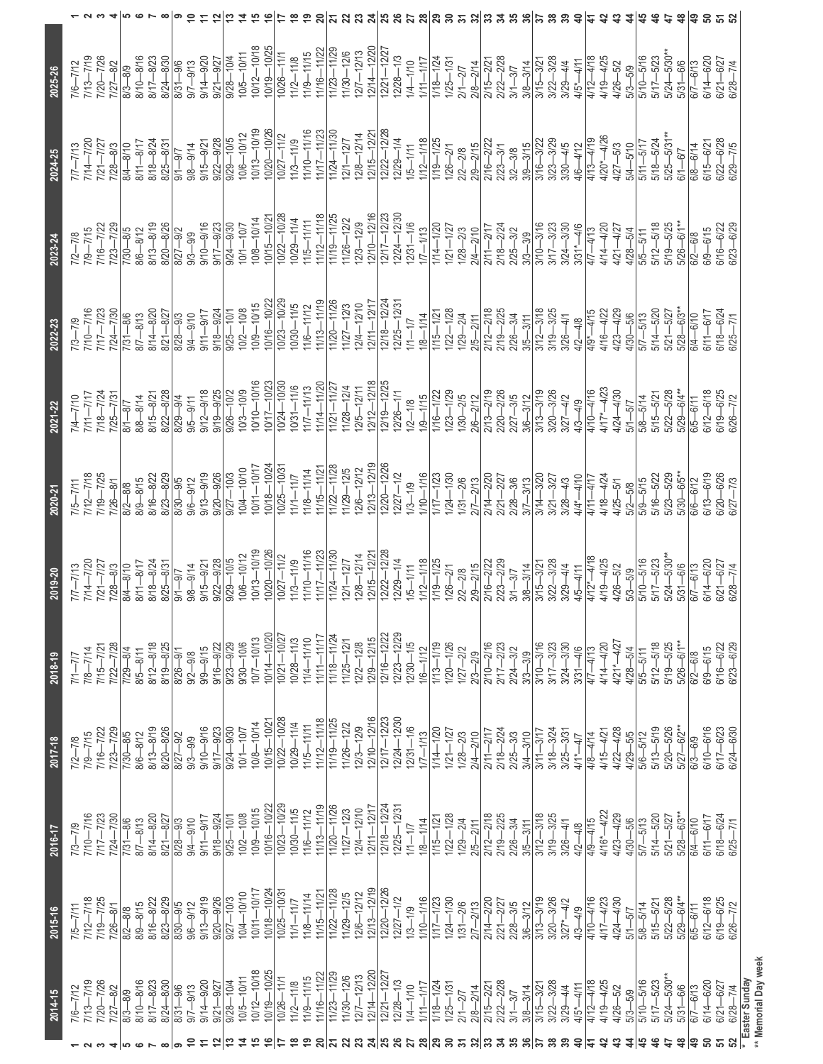| | 2014-15 | 2015-16 | 2016-17 | 2017-18 | 2018-19 | 2019-20 | 2020-21 | 2021-22 | 2022-23 | 2023-24 | 2024-25 | 2025-26 |
|---|---|---|---|---|---|---|---|---|---|---|---|---|
| 1 | 7/6—7/12 | 7/5—7/11 | 7/3—7/9 | 7/2—7/8 | 7/1—7/7 | 7/7—7/13 | 7/5—7/11 | 7/4—7/10 | 7/3—7/9 | 7/2—7/8 | 7/7—7/13 | 7/6—7/12 |
| 2 | 7/13—7/19 | 7/12—7/18 | 7/10—7/16 | 7/9—7/15 | 7/8—7/14 | 7/14—7/20 | 7/12—7/18 | 7/11—7/17 | 7/10—7/16 | 7/9—7/15 | 7/14—7/20 | 7/13—7/19 |
| 3 | 7/20—7/26 | 7/19—7/25 | 7/17—7/23 | 7/16—7/22 | 7/15—7/21 | 7/21—7/27 | 7/19—7/25 | 7/18—7/24 | 7/17—7/23 | 7/16—7/22 | 7/21—7/27 | 7/20—7/26 |
| 4 | 7/27—8/2 | 7/26—8/1 | 7/24—7/30 | 7/23—7/29 | 7/22—7/28 | 7/28—8/3 | 7/26—8/1 | 7/25—7/31 | 7/24—7/30 | 7/23—7/29 | 7/28—8/3 | 7/27—8/2 |
| 5 | 8/3—8/9 | 8/2—8/8 | 7/31—8/6 | 7/30—8/5 | 7/29—8/4 | 8/4—8/10 | 8/2—8/8 | 8/1—8/7 | 7/31—8/6 | 7/30—8/5 | 8/4—8/10 | 8/3—8/9 |
| 6 | 8/10—8/16 | 8/9—8/15 | 8/7—8/13 | 8/6—8/12 | 8/5—8/11 | 8/11—8/17 | 8/9—8/15 | 8/8—8/14 | 8/7—8/13 | 8/6—8/12 | 8/11—8/17 | 8/10—8/16 |
| 7 | 8/17—8/23 | 8/16—8/22 | 8/14—8/20 | 8/13—8/19 | 8/12—8/18 | 8/18—8/24 | 8/16—8/22 | 8/15—8/21 | 8/14—8/20 | 8/13—8/19 | 8/18—8/24 | 8/17—8/23 |
| 8 | 8/24—8/30 | 8/23—8/29 | 8/21—8/27 | 8/20—8/26 | 8/19—8/25 | 8/25—8/31 | 8/23—8/29 | 8/22—8/28 | 8/21—8/27 | 8/20—8/26 | 8/25—8/31 | 8/24—8/30 |
| 9 | 8/31—9/6 | 8/30—9/5 | 8/28—9/3 | 8/27—9/2 | 8/26—9/1 | 9/1—9/7 | 8/30—9/5 | 8/29—9/4 | 8/28—9/3 | 8/27—9/2 | 9/1—9/7 | 8/31—9/6 |
| 10 | 9/7—9/13 | 9/6—9/12 | 9/4—9/10 | 9/3—9/9 | 9/2—9/8 | 9/8—9/14 | 9/6—9/12 | 9/5—9/11 | 9/4—9/10 | 9/3—9/9 | 9/8—9/14 | 9/7—9/13 |
| 11 | 9/14—9/20 | 9/13—9/19 | 9/11—9/17 | 9/10—9/16 | 9/9—9/15 | 9/15—9/21 | 9/13—9/19 | 9/12—9/18 | 9/11—9/17 | 9/10—9/16 | 9/15—9/21 | 9/14—9/20 |
| 12 | 9/21—9/27 | 9/20—9/26 | 9/18—9/24 | 9/17—9/23 | 9/16—9/22 | 9/22—9/28 | 9/20—9/26 | 9/19—9/25 | 9/18—9/24 | 9/17—9/23 | 9/22—9/28 | 9/21—9/27 |
| 13 | 9/28—10/4 | 9/27—10/3 | 9/25—10/1 | 9/24—9/30 | 9/23—9/29 | 9/29—10/5 | 9/27—10/3 | 9/26—10/2 | 9/25—10/1 | 9/24—9/30 | 9/29—10/5 | 9/28—10/4 |
| 14 | 10/5—10/11 | 10/4—10/10 | 10/2—10/8 | 10/1—10/7 | 9/30—10/6 | 10/6—10/12 | 10/4—10/10 | 10/3—10/9 | 10/2—10/8 | 10/1—10/7 | 10/6—10/12 | 10/5—10/11 |
| 15 | 10/12—10/18 | 10/11—10/17 | 10/9—10/15 | 10/8—10/14 | 10/7—10/13 | 10/13—10/19 | 10/11—10/17 | 10/10—10/16 | 10/9—10/15 | 10/8—10/14 | 10/13—10/19 | 10/12—10/18 |
| 16 | 10/19—10/25 | 10/18—10/24 | 10/16—10/22 | 10/15—10/21 | 10/14—10/20 | 10/20—10/26 | 10/18—10/24 | 10/17—10/23 | 10/16—10/22 | 10/15—10/21 | 10/20—10/26 | 10/19—10/25 |
| 17 | 10/26—11/1 | 10/25—10/31 | 10/23—10/29 | 10/22—10/28 | 10/21—10/27 | 10/27—11/2 | 10/25—10/31 | 10/24—10/30 | 10/23—10/29 | 10/22—10/28 | 10/27—11/2 | 10/26—11/1 |
| 18 | 11/2—11/8 | 11/1—11/7 | 10/30—11/5 | 10/29—11/4 | 10/28—11/3 | 11/3—11/9 | 11/1—11/7 | 10/31—11/6 | 10/30—11/5 | 10/29—11/4 | 11/3—11/9 | 11/2—11/8 |
| 19 | 11/9—11/15 | 11/8—11/14 | 11/6—11/12 | 11/5—11/11 | 11/4—11/10 | 11/10—11/16 | 11/8—11/14 | 11/7—11/13 | 11/6—11/12 | 11/5—11/11 | 11/10—11/16 | 11/9—11/15 |
| 20 | 11/16—11/22 | 11/15—11/21 | 11/13—11/19 | 11/12—11/18 | 11/11—11/17 | 11/17—11/23 | 11/15—11/21 | 11/14—11/20 | 11/13—11/19 | 11/12—11/18 | 11/17—11/23 | 11/16—11/22 |
| 21 | 11/23—11/29 | 11/22—11/28 | 11/20—11/26 | 11/19—11/25 | 11/18—11/24 | 11/24—11/30 | 11/22—11/28 | 11/21—11/27 | 11/20—11/26 | 11/19—11/25 | 11/24—11/30 | 11/23—11/29 |
| 22 | 11/30—12/6 | 11/29—12/5 | 11/27—12/3 | 11/26—12/2 | 11/25—12/1 | 12/1—12/7 | 11/29—12/5 | 11/28—12/4 | 11/27—12/3 | 11/26—12/2 | 12/1—12/7 | 11/30—12/6 |
| 23 | 12/7—12/13 | 12/6—12/12 | 12/4—12/10 | 12/3—12/9 | 12/2—12/8 | 12/8—12/14 | 12/6—12/12 | 12/5—12/11 | 12/4—12/10 | 12/3—12/9 | 12/8—12/14 | 12/7—12/13 |
| 24 | 12/14—12/20 | 12/13—12/19 | 12/11—12/17 | 12/10—12/16 | 12/9—12/15 | 12/15—12/21 | 12/13—12/19 | 12/12—12/18 | 12/11—12/17 | 12/10—12/16 | 12/15—12/21 | 12/14—12/20 |
| 25 | 12/21—12/27 | 12/20—12/26 | 12/18—12/24 | 12/17—12/23 | 12/16—12/22 | 12/22—12/28 | 12/20—12/26 | 12/19—12/25 | 12/18—12/24 | 12/17—12/23 | 12/22—12/28 | 12/21—12/27 |
| 26 | 12/28—1/3 | 12/27—1/2 | 12/25—12/31 | 12/24—12/30 | 12/23—12/29 | 12/29—1/4 | 12/27—1/2 | 12/26—1/1 | 12/25—12/31 | 12/24—12/30 | 12/29—1/4 | 12/28—1/3 |
| 27 | 1/4—1/10 | 1/3—1/9 | 1/1—1/7 | 12/31—1/6 | 12/30—1/5 | 1/5—1/11 | 1/3—1/9 | 1/2—1/8 | 1/1—1/7 | 12/31—1/6 | 1/5—1/11 | 1/4—1/10 |
| 28 | 1/11—1/17 | 1/10—1/16 | 1/8—1/14 | 1/7—1/13 | 1/6—1/12 | 1/12—1/18 | 1/10—1/16 | 1/9—1/15 | 1/8—1/14 | 1/7—1/13 | 1/12—1/18 | 1/11—1/17 |
| 29 | 1/18—1/24 | 1/17—1/23 | 1/15—1/21 | 1/14—1/20 | 1/13—1/19 | 1/19—1/25 | 1/17—1/23 | 1/16—1/22 | 1/15—1/21 | 1/14—1/20 | 1/19—1/25 | 1/18—1/24 |
| 30 | 1/25—1/31 | 1/24—1/30 | 1/22—1/28 | 1/21—1/27 | 1/20—1/26 | 1/26—2/1 | 1/24—1/30 | 1/23—1/29 | 1/22—1/28 | 1/21—1/27 | 1/26—2/1 | 1/25—1/31 |
| 31 | 2/1—2/7 | 1/31—2/6 | 1/29—2/4 | 1/28—2/3 | 1/27—2/2 | 2/2—2/8 | 1/31—2/6 | 1/30—2/5 | 1/29—2/4 | 1/28—2/3 | 2/2—2/8 | 2/1—2/7 |
| 32 | 2/8—2/14 | 2/7—2/13 | 2/5—2/11 | 2/4—2/10 | 2/3—2/9 | 2/9—2/15 | 2/7—2/13 | 2/6—2/12 | 2/5—2/11 | 2/4—2/10 | 2/9—2/15 | 2/8—2/14 |
| 33 | 2/15—2/21 | 2/14—2/20 | 2/12—2/18 | 2/11—2/17 | 2/10—2/16 | 2/16—2/22 | 2/14—2/20 | 2/13—2/19 | 2/12—2/18 | 2/11—2/17 | 2/16—2/22 | 2/15—2/21 |
| 34 | 2/22—2/28 | 2/21—2/27 | 2/19—2/25 | 2/18—2/24 | 2/17—2/23 | 2/23—2/29 | 2/21—2/27 | 2/20—2/26 | 2/19—2/25 | 2/18—2/24 | 2/23—3/1 | 2/22—2/28 |
| 35 | 3/1—3/7 | 2/28—3/5 | 2/26—3/4 | 2/25—3/3 | 2/24—3/2 | 3/1—3/7 | 2/28—3/6 | 2/27—3/5 | 2/26—3/4 | 2/25—3/2 | 3/2—3/8 | 3/1—3/7 |
| 36 | 3/8—3/14 | 3/6—3/12 | 3/5—3/11 | 3/4—3/10 | 3/3—3/9 | 3/8—3/14 | 3/7—3/13 | 3/6—3/12 | 3/5—3/11 | 3/3—3/9 | 3/9—3/15 | 3/8—3/14 |
| 37 | 3/15—3/21 | 3/13—3/19 | 3/12—3/18 | 3/11—3/17 | 3/10—3/16 | 3/15—3/21 | 3/14—3/20 | 3/13—3/19 | 3/12—3/18 | 3/10—3/16 | 3/16—3/22 | 3/15—3/21 |
| 38 | 3/22—3/28 | 3/20—3/26 | 3/19—3/25 | 3/18—3/24 | 3/17—3/23 | 3/22—3/28 | 3/21—3/27 | 3/20—3/26 | 3/19—3/25 | 3/17—3/23 | 3/23—3/29 | 3/22—3/28 |
| 39 | 3/29—4/4 | 3/27*—4/2 | 3/26—4/1 | 3/25—3/31 | 3/24—3/30 | 3/29—4/4 | 3/28—4/3 | 3/27—4/2 | 3/26—4/1 | 3/24—3/30 | 3/30—4/5 | 3/29—4/4 |
| 40 | 4/5*—4/11 | 4/3—4/9 | 4/2—4/8 | 4/1*—4/7 | 3/31—4/6 | 4/5—4/11 | 4/4*—4/10 | 4/3—4/9 | 4/2—4/8 | 3/31*—4/6 | 4/6—4/12 | 4/5*—4/11 |
| 41 | 4/12—4/18 | 4/10—4/16 | 4/9—4/15 | 4/8—4/14 | 4/7—4/13 | 4/12*—4/18 | 4/11—4/17 | 4/10—4/16 | 4/9*—4/15 | 4/7—4/13 | 4/13—4/19 | 4/12—4/18 |
| 42 | 4/19—4/25 | 4/17—4/23 | 4/16*—4/22 | 4/15—4/21 | 4/14—4/20 | 4/19—4/25 | 4/18—4/24 | 4/17*—4/23 | 4/16—4/22 | 4/14—4/20 | 4/20*—4/26 | 4/19—4/25 |
| 43 | 4/26—5/2 | 4/24—4/30 | 4/23—4/29 | 4/22—4/28 | 4/21*—4/27 | 4/26—5/2 | 4/25—5/1 | 4/24—4/30 | 4/23—4/29 | 4/21—4/27 | 4/27—5/3 | 4/26—5/2 |
| 44 | 5/3—5/9 | 5/1—5/7 | 4/30—5/6 | 4/29—5/5 | 4/28—5/4 | 5/3—5/9 | 5/2—5/8 | 5/1—5/7 | 4/30—5/6 | 4/28—5/4 | 5/4—5/10 | 5/3—5/9 |
| 45 | 5/10—5/16 | 5/8—5/14 | 5/7—5/13 | 5/6—5/12 | 5/5—5/11 | 5/10—5/16 | 5/9—5/15 | 5/8—5/14 | 5/7—5/13 | 5/5—5/11 | 5/11—5/17 | 5/10—5/16 |
| 46 | 5/17—5/23 | 5/15—5/21 | 5/14—5/20 | 5/13—5/19 | 5/12—5/18 | 5/17—5/23 | 5/16—5/22 | 5/15—5/21 | 5/14—5/20 | 5/12—5/18 | 5/18—5/24 | 5/17—5/23 |
| 47 | 5/24—5/30** | 5/22—5/28 | 5/21—5/27 | 5/20—5/26 | 5/19—5/25 | 5/24—5/30** | 5/23—5/29 | 5/22—5/28 | 5/21—5/27 | 5/19—5/25 | 5/25—5/31** | 5/24—5/30** |
| 48 | 5/31—6/6 | 5/29—6/4** | 5/28—6/3** | 5/27—6/2** | 5/26—6/1** | 5/31—6/6 | 5/30—6/5** | 5/29—6/4** | 5/28—6/3** | 5/26—6/1** | 6/1—6/7 | 5/31—6/6 |
| 49 | 6/7—6/13 | 6/5—6/11 | 6/4—6/10 | 6/3—6/9 | 6/2—6/8 | 6/7—6/13 | 6/6—6/12 | 6/5—6/11 | 6/4—6/10 | 6/2—6/8 | 6/8—6/14 | 6/7—6/13 |
| 50 | 6/14—6/20 | 6/12—6/18 | 6/11—6/17 | 6/10—6/16 | 6/9—6/15 | 6/14—6/20 | 6/13—6/19 | 6/12—6/18 | 6/11—6/17 | 6/9—6/15 | 6/15—6/21 | 6/14—6/20 |
| 51 | 6/21—6/27 | 6/19—6/25 | 6/18—6/24 | 6/17—6/23 | 6/16—6/22 | 6/21—6/27 | 6/20—6/26 | 6/19—6/25 | 6/18—6/24 | 6/16—6/22 | 6/22—6/28 | 6/21—6/27 |
| 52 | 6/28—7/4 | 6/26—7/2 | 6/25—7/1 | 6/24—6/30 | 6/23—6/29 | 6/28—7/4 | 6/27—7/3 | 6/26—7/2 | 6/25—7/1 | 6/23—6/29 | 6/29—7/5 | 6/28—7/4 |

\* Easter Sunday
\*\* Memorial Day week